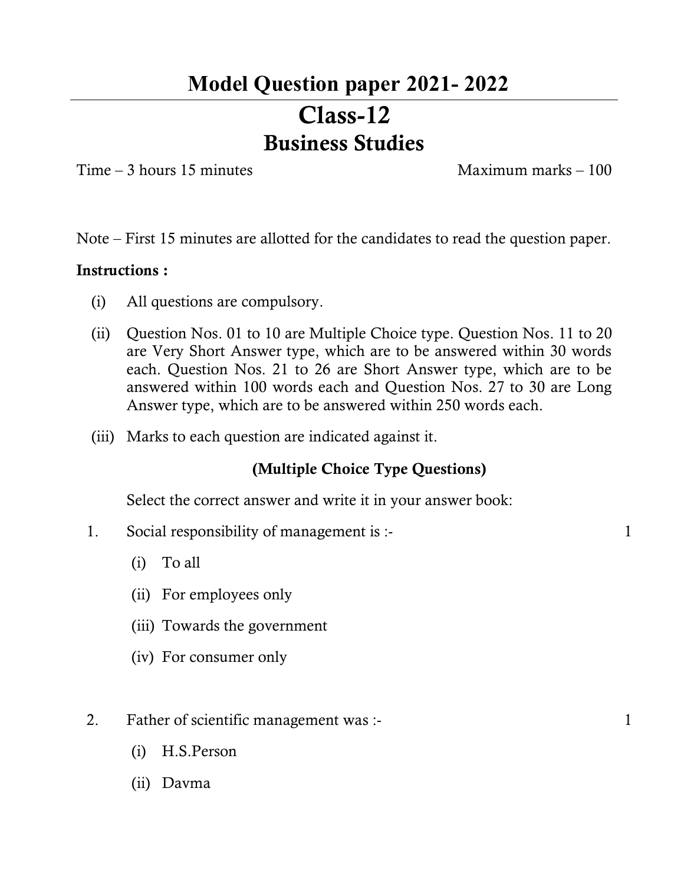# Model Question paper 2021- 2022

# Class-12

## Business Studies

Time – 3 hours 15 minutes | Maximum marks – 100

Note – First 15 minutes are allotted for the candidates to read the question paper.

**Instructions :**

(i) All questions are compulsory.

(ii) Question Nos. 01 to 10 are Multiple Choice type. Question Nos. 11 to 20 are Very Short Answer type, which are to be answered within 30 words each. Question Nos. 21 to 26 are Short Answer type, which are to be answered within 100 words each and Question Nos. 27 to 30 are Long Answer type, which are to be answered within 250 words each.

(iii) Marks to each question are indicated against it.

**(Multiple Choice Type Questions)**

Select the correct answer and write it in your answer book:

1. Social responsibility of management is :- 1

   (i) To all

   (ii) For employees only

   (iii) Towards the government

   (iv) For consumer only

2. Father of scientific management was :- 1

   (i) H.S.Person

   (ii) Davma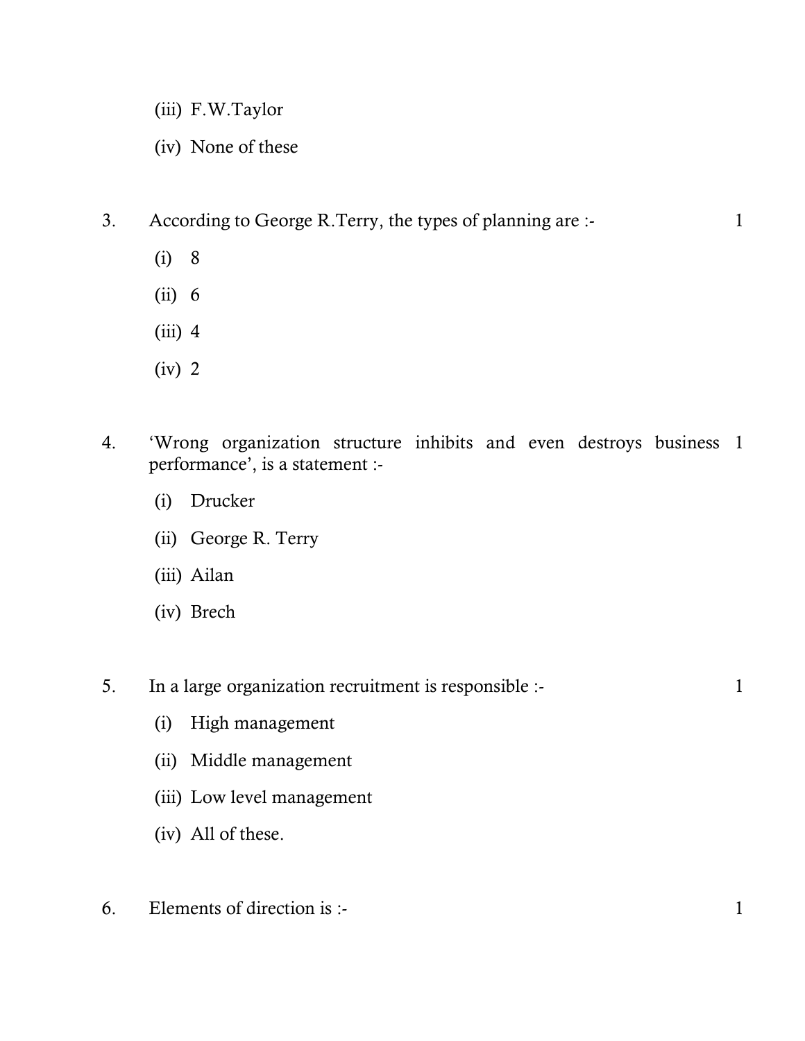(iii) F.W.Taylor

(iv) None of these

3. According to George R.Terry, the types of planning are :- 1

   (i) 8

   (ii) 6

   (iii) 4

   (iv) 2

4. 'Wrong organization structure inhibits and even destroys business performance', is a statement :- 1

   (i) Drucker

   (ii) George R. Terry

   (iii) Ailan

   (iv) Brech

5. In a large organization recruitment is responsible :- 1

   (i) High management

   (ii) Middle management

   (iii) Low level management

   (iv) All of these.

6. Elements of direction is :- 1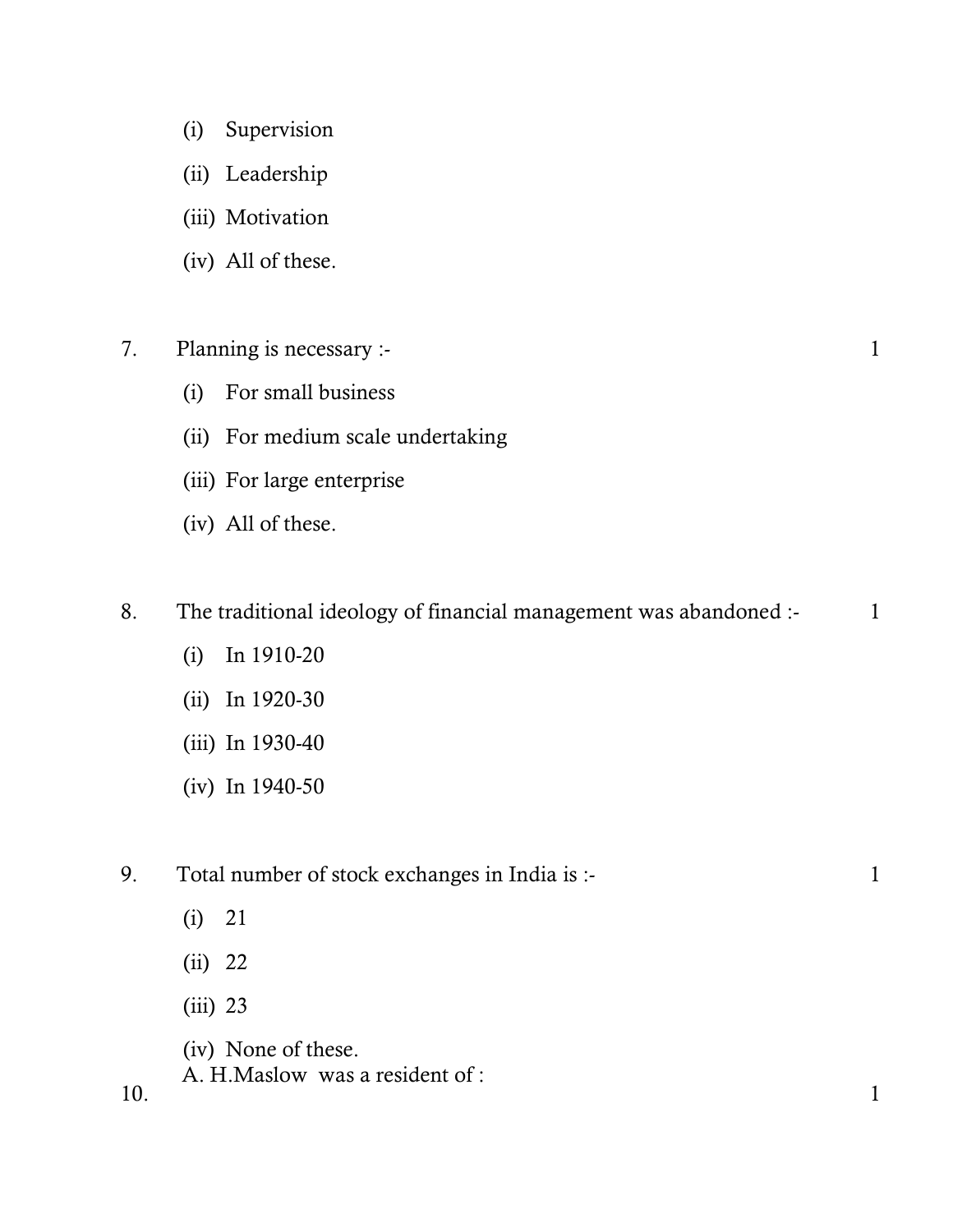(i) Supervision

(ii) Leadership

(iii) Motivation

(iv) All of these.

7. Planning is necessary :- 1

(i) For small business

(ii) For medium scale undertaking

(iii) For large enterprise

(iv) All of these.

8. The traditional ideology of financial management was abandoned :- 1

(i) In 1910-20

(ii) In 1920-30

(iii) In 1930-40

(iv) In 1940-50

9. Total number of stock exchanges in India is :- 1

(i) 21

(ii) 22

(iii) 23

(iv) None of these.

10. A. H.Maslow was a resident of : 1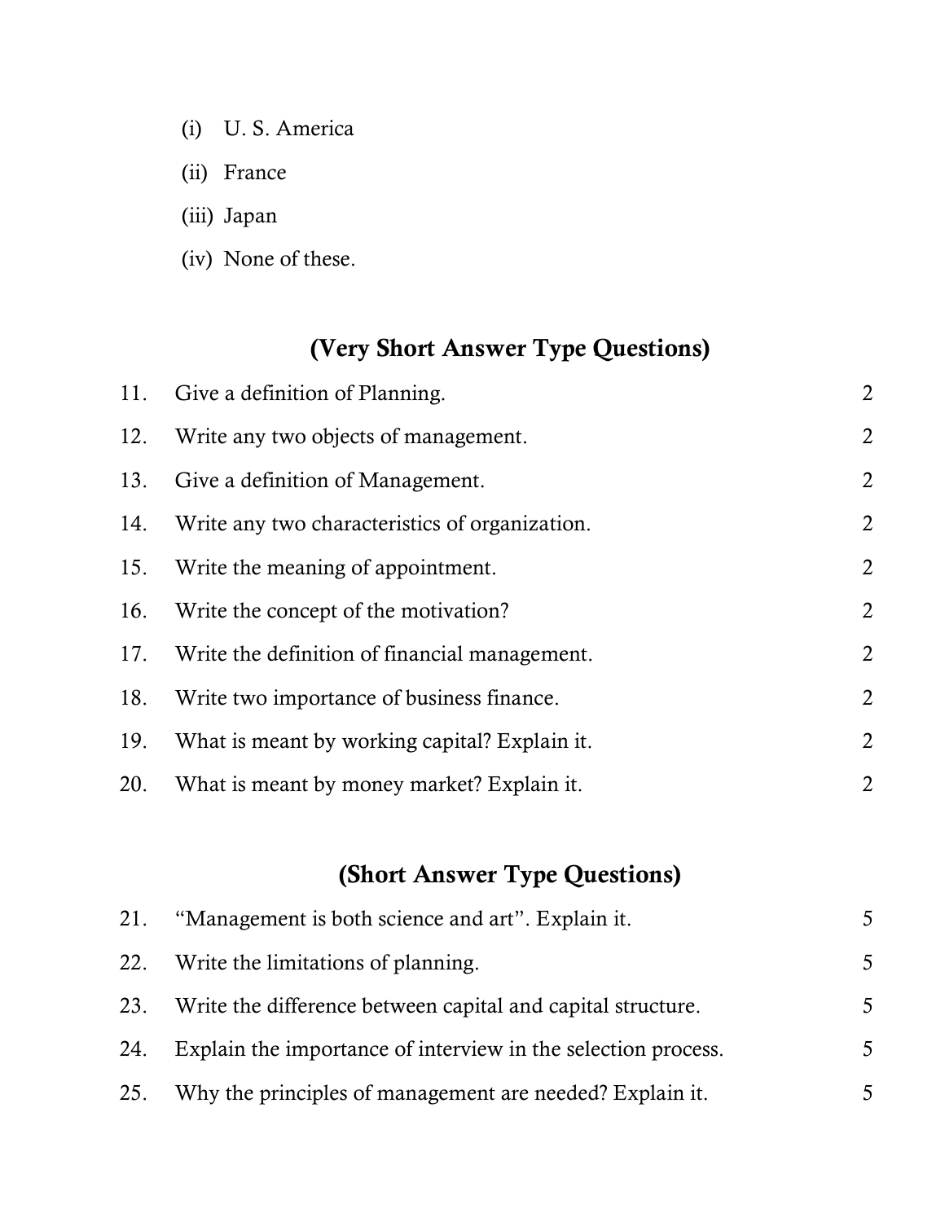(i) U. S. America

(ii) France

(iii) Japan

(iv) None of these.

## (Very Short Answer Type Questions)

11. Give a definition of Planning. 2

12. Write any two objects of management. 2

13. Give a definition of Management. 2

14. Write any two characteristics of organization. 2

15. Write the meaning of appointment. 2

16. Write the concept of the motivation? 2

17. Write the definition of financial management. 2

18. Write two importance of business finance. 2

19. What is meant by working capital? Explain it. 2

20. What is meant by money market? Explain it. 2

## (Short Answer Type Questions)

21. "Management is both science and art". Explain it. 5

22. Write the limitations of planning. 5

23. Write the difference between capital and capital structure. 5

24. Explain the importance of interview in the selection process. 5

25. Why the principles of management are needed? Explain it. 5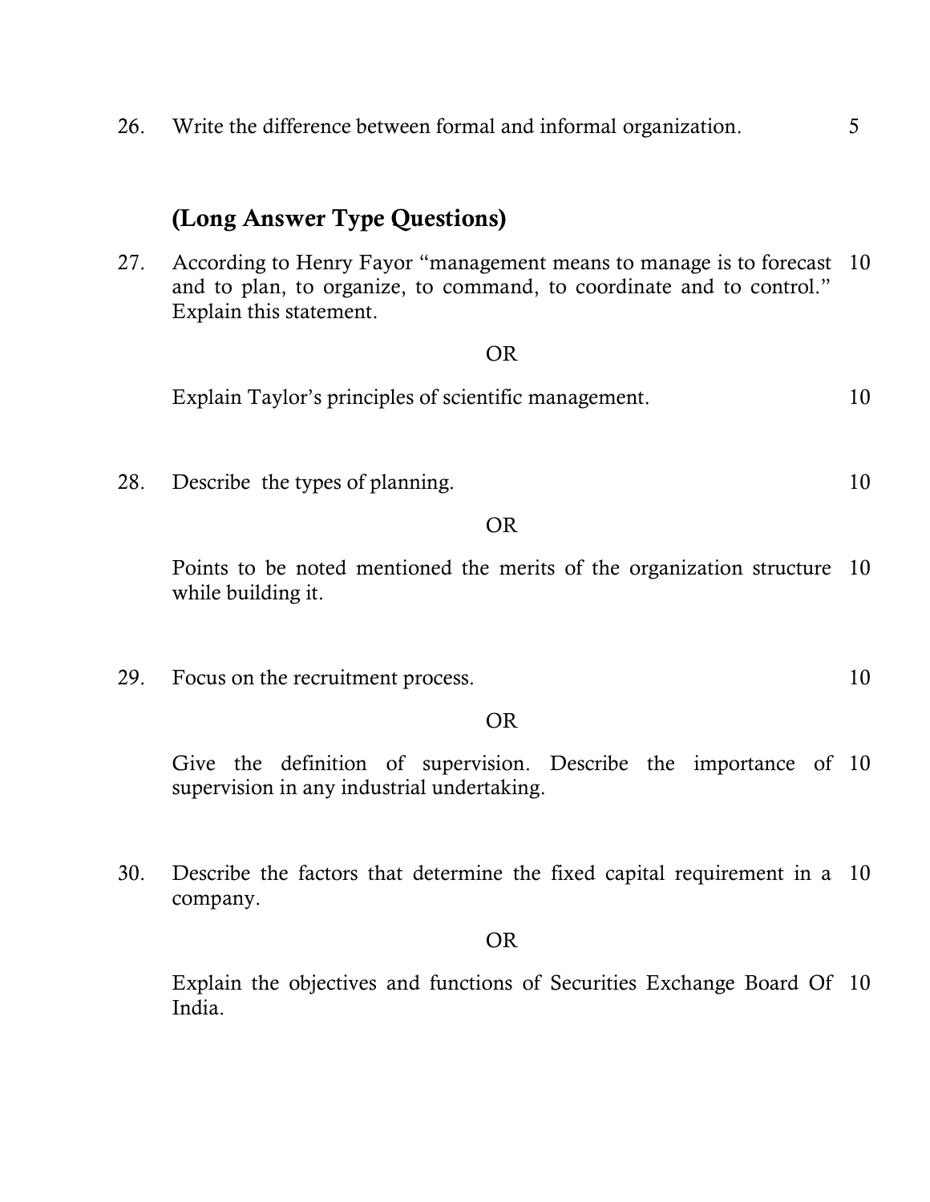26. Write the difference between formal and informal organization. 5

## (Long Answer Type Questions)

27. According to Henry Fayor "management means to manage is to forecast and to plan, to organize, to command, to coordinate and to control." Explain this statement. 10

OR

Explain Taylor's principles of scientific management. 10

28. Describe the types of planning. 10

OR

Points to be noted mentioned the merits of the organization structure while building it. 10

29. Focus on the recruitment process. 10

OR

Give the definition of supervision. Describe the importance of supervision in any industrial undertaking. 10

30. Describe the factors that determine the fixed capital requirement in a company. 10

OR

Explain the objectives and functions of Securities Exchange Board Of India. 10